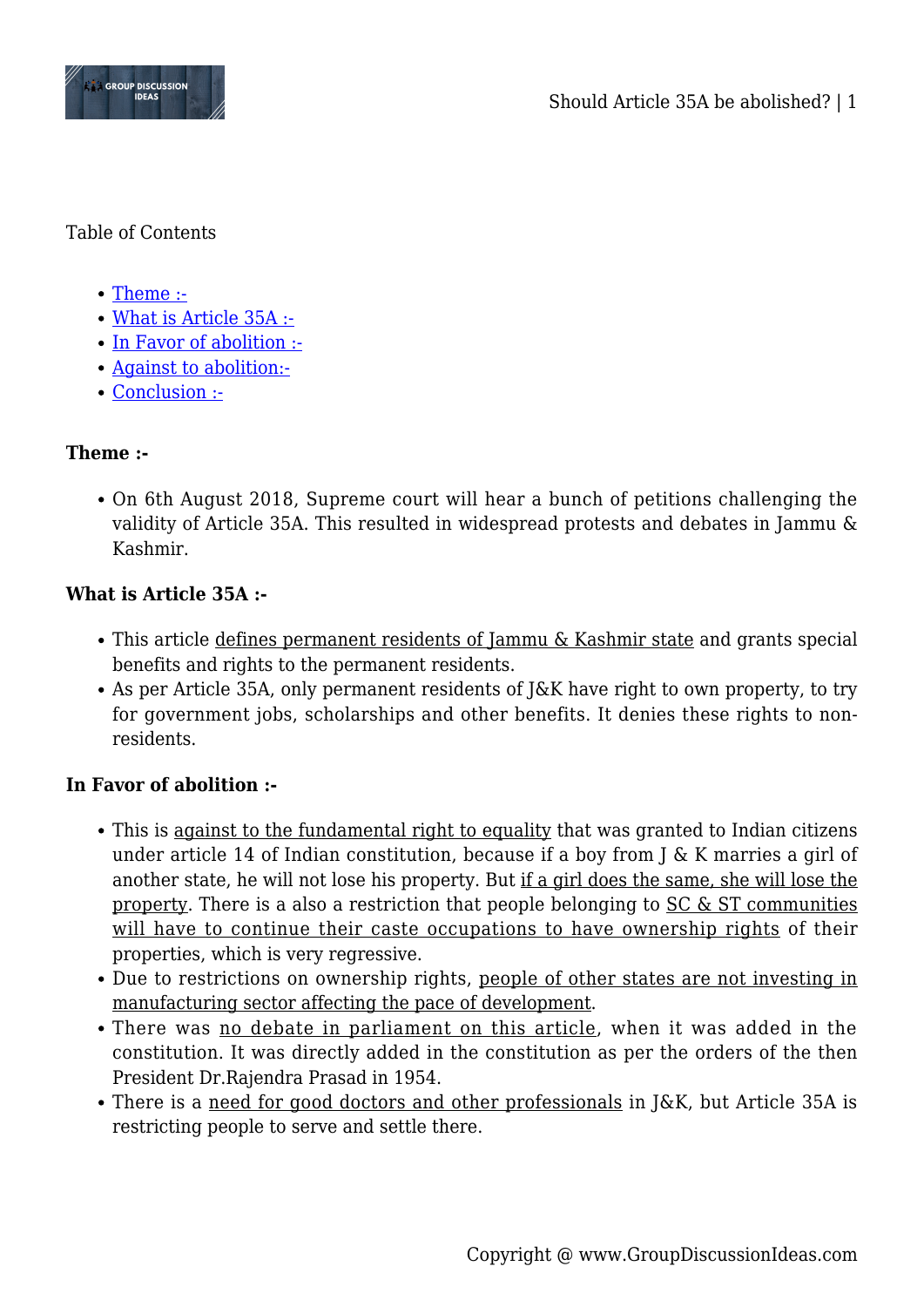Table of Contents

- Theme :-
- What is Article 35A :-
- In Favor of abolition :-
- Against to abolition:-
- Conclusion :-

**Theme :-**

- On 6th August 2018, Supreme court will hear a bunch of petitions challenging the validity of Article 35A. This resulted in widespread protests and debates in Jammu & Kashmir.

**What is Article 35A :-**

- This article defines permanent residents of Jammu & Kashmir state and grants special benefits and rights to the permanent residents.
- As per Article 35A, only permanent residents of J&K have right to own property, to try for government jobs, scholarships and other benefits. It denies these rights to non-residents.

**In Favor of abolition :-**

- This is against to the fundamental right to equality that was granted to Indian citizens under article 14 of Indian constitution, because if a boy from J & K marries a girl of another state, he will not lose his property. But if a girl does the same, she will lose the property. There is a also a restriction that people belonging to SC & ST communities will have to continue their caste occupations to have ownership rights of their properties, which is very regressive.
- Due to restrictions on ownership rights, people of other states are not investing in manufacturing sector affecting the pace of development.
- There was no debate in parliament on this article, when it was added in the constitution. It was directly added in the constitution as per the orders of the then President Dr.Rajendra Prasad in 1954.
- There is a need for good doctors and other professionals in J&K, but Article 35A is restricting people to serve and settle there.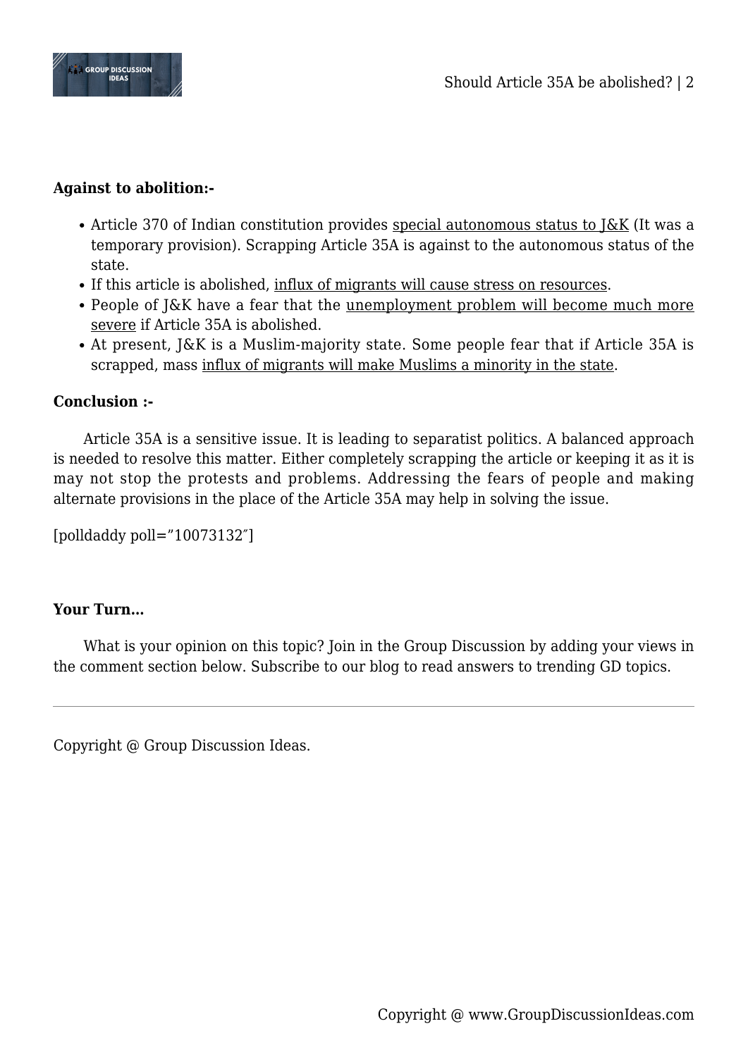**Against to abolition:-**

- Article 370 of Indian constitution provides special autonomous status to J&K (It was a temporary provision). Scrapping Article 35A is against to the autonomous status of the state.
- If this article is abolished, influx of migrants will cause stress on resources.
- People of J&K have a fear that the unemployment problem will become much more severe if Article 35A is abolished.
- At present, J&K is a Muslim-majority state. Some people fear that if Article 35A is scrapped, mass influx of migrants will make Muslims a minority in the state.

**Conclusion :-**

Article 35A is a sensitive issue. It is leading to separatist politics. A balanced approach is needed to resolve this matter. Either completely scrapping the article or keeping it as it is may not stop the protests and problems. Addressing the fears of people and making alternate provisions in the place of the Article 35A may help in solving the issue.

[polldaddy poll="10073132″]

**Your Turn…**

What is your opinion on this topic? Join in the Group Discussion by adding your views in the comment section below. Subscribe to our blog to read answers to trending GD topics.

---

Copyright @ Group Discussion Ideas.